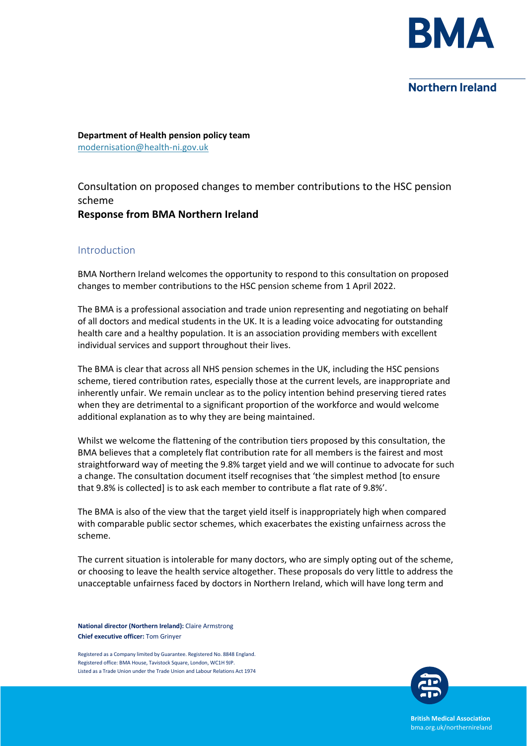**Department of Health pension policy team**
modernisation@health-ni.gov.uk

# Consultation on proposed changes to member contributions to the HSC pension scheme

**Response from BMA Northern Ireland**

## Introduction

BMA Northern Ireland welcomes the opportunity to respond to this consultation on proposed changes to member contributions to the HSC pension scheme from 1 April 2022.

The BMA is a professional association and trade union representing and negotiating on behalf of all doctors and medical students in the UK. It is a leading voice advocating for outstanding health care and a healthy population. It is an association providing members with excellent individual services and support throughout their lives.

The BMA is clear that across all NHS pension schemes in the UK, including the HSC pensions scheme, tiered contribution rates, especially those at the current levels, are inappropriate and inherently unfair. We remain unclear as to the policy intention behind preserving tiered rates when they are detrimental to a significant proportion of the workforce and would welcome additional explanation as to why they are being maintained.

Whilst we welcome the flattening of the contribution tiers proposed by this consultation, the BMA believes that a completely flat contribution rate for all members is the fairest and most straightforward way of meeting the 9.8% target yield and we will continue to advocate for such a change. The consultation document itself recognises that 'the simplest method [to ensure that 9.8% is collected] is to ask each member to contribute a flat rate of 9.8%'.

The BMA is also of the view that the target yield itself is inappropriately high when compared with comparable public sector schemes, which exacerbates the existing unfairness across the scheme.

The current situation is intolerable for many doctors, who are simply opting out of the scheme, or choosing to leave the health service altogether. These proposals do very little to address the unacceptable unfairness faced by doctors in Northern Ireland, which will have long term and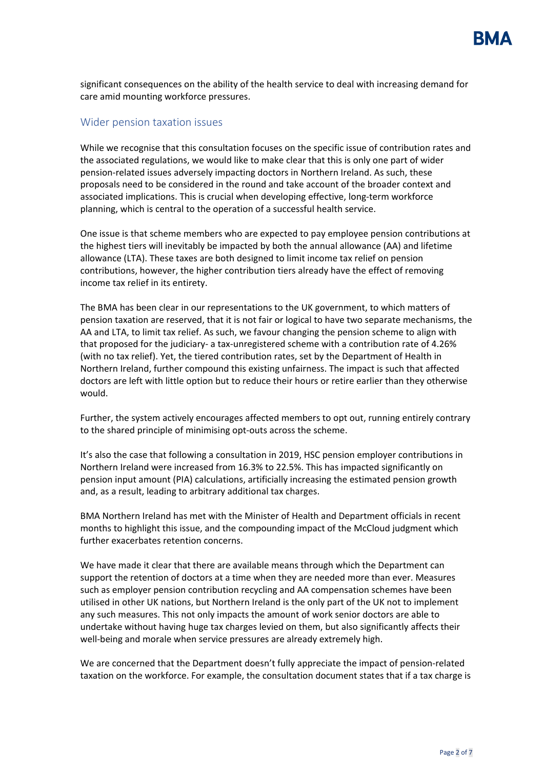significant consequences on the ability of the health service to deal with increasing demand for care amid mounting workforce pressures.

## Wider pension taxation issues

While we recognise that this consultation focuses on the specific issue of contribution rates and the associated regulations, we would like to make clear that this is only one part of wider pension-related issues adversely impacting doctors in Northern Ireland. As such, these proposals need to be considered in the round and take account of the broader context and associated implications. This is crucial when developing effective, long-term workforce planning, which is central to the operation of a successful health service.

One issue is that scheme members who are expected to pay employee pension contributions at the highest tiers will inevitably be impacted by both the annual allowance (AA) and lifetime allowance (LTA). These taxes are both designed to limit income tax relief on pension contributions, however, the higher contribution tiers already have the effect of removing income tax relief in its entirety.

The BMA has been clear in our representations to the UK government, to which matters of pension taxation are reserved, that it is not fair or logical to have two separate mechanisms, the AA and LTA, to limit tax relief. As such, we favour changing the pension scheme to align with that proposed for the judiciary- a tax-unregistered scheme with a contribution rate of 4.26% (with no tax relief). Yet, the tiered contribution rates, set by the Department of Health in Northern Ireland, further compound this existing unfairness. The impact is such that affected doctors are left with little option but to reduce their hours or retire earlier than they otherwise would.

Further, the system actively encourages affected members to opt out, running entirely contrary to the shared principle of minimising opt-outs across the scheme.

It's also the case that following a consultation in 2019, HSC pension employer contributions in Northern Ireland were increased from 16.3% to 22.5%. This has impacted significantly on pension input amount (PIA) calculations, artificially increasing the estimated pension growth and, as a result, leading to arbitrary additional tax charges.

BMA Northern Ireland has met with the Minister of Health and Department officials in recent months to highlight this issue, and the compounding impact of the McCloud judgment which further exacerbates retention concerns.

We have made it clear that there are available means through which the Department can support the retention of doctors at a time when they are needed more than ever. Measures such as employer pension contribution recycling and AA compensation schemes have been utilised in other UK nations, but Northern Ireland is the only part of the UK not to implement any such measures. This not only impacts the amount of work senior doctors are able to undertake without having huge tax charges levied on them, but also significantly affects their well-being and morale when service pressures are already extremely high.

We are concerned that the Department doesn't fully appreciate the impact of pension-related taxation on the workforce. For example, the consultation document states that if a tax charge is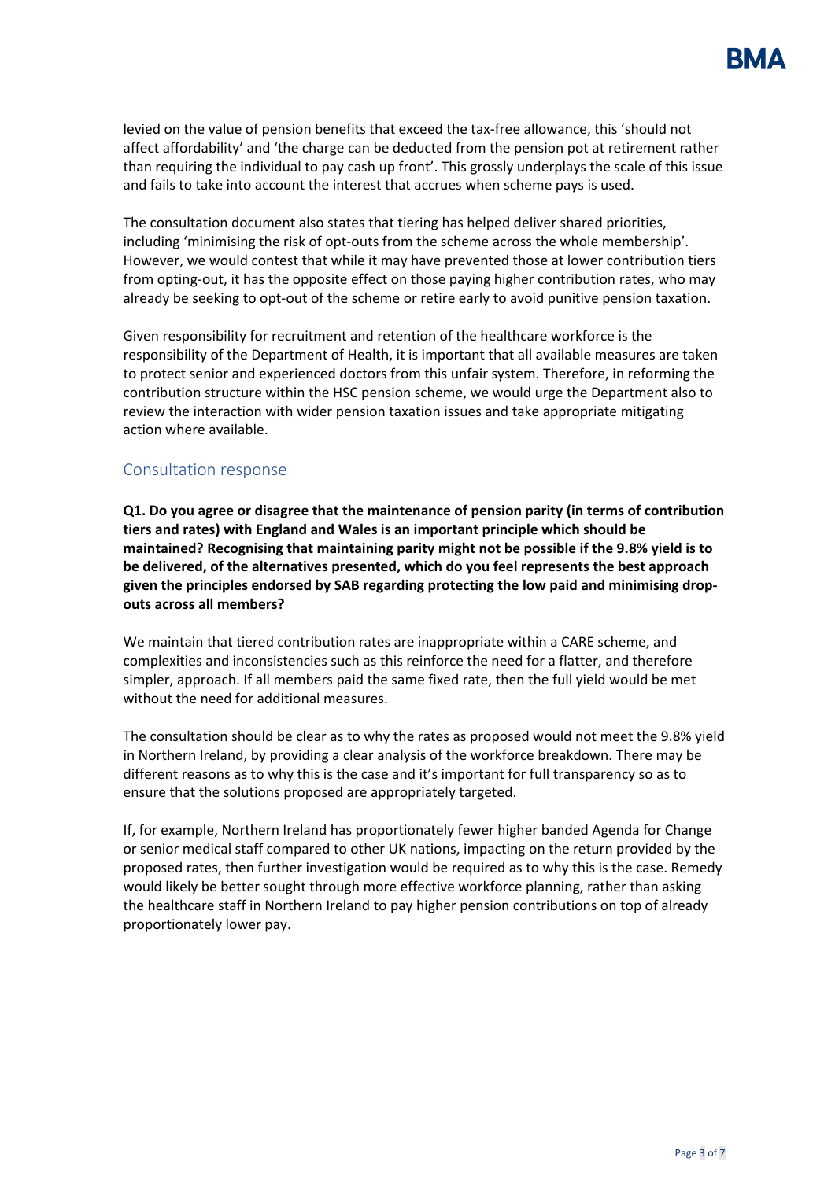levied on the value of pension benefits that exceed the tax-free allowance, this 'should not affect affordability' and 'the charge can be deducted from the pension pot at retirement rather than requiring the individual to pay cash up front'. This grossly underplays the scale of this issue and fails to take into account the interest that accrues when scheme pays is used.

The consultation document also states that tiering has helped deliver shared priorities, including 'minimising the risk of opt-outs from the scheme across the whole membership'. However, we would contest that while it may have prevented those at lower contribution tiers from opting-out, it has the opposite effect on those paying higher contribution rates, who may already be seeking to opt-out of the scheme or retire early to avoid punitive pension taxation.

Given responsibility for recruitment and retention of the healthcare workforce is the responsibility of the Department of Health, it is important that all available measures are taken to protect senior and experienced doctors from this unfair system. Therefore, in reforming the contribution structure within the HSC pension scheme, we would urge the Department also to review the interaction with wider pension taxation issues and take appropriate mitigating action where available.

## Consultation response

**Q1. Do you agree or disagree that the maintenance of pension parity (in terms of contribution tiers and rates) with England and Wales is an important principle which should be maintained? Recognising that maintaining parity might not be possible if the 9.8% yield is to be delivered, of the alternatives presented, which do you feel represents the best approach given the principles endorsed by SAB regarding protecting the low paid and minimising drop-outs across all members?**

We maintain that tiered contribution rates are inappropriate within a CARE scheme, and complexities and inconsistencies such as this reinforce the need for a flatter, and therefore simpler, approach. If all members paid the same fixed rate, then the full yield would be met without the need for additional measures.

The consultation should be clear as to why the rates as proposed would not meet the 9.8% yield in Northern Ireland, by providing a clear analysis of the workforce breakdown. There may be different reasons as to why this is the case and it's important for full transparency so as to ensure that the solutions proposed are appropriately targeted.

If, for example, Northern Ireland has proportionately fewer higher banded Agenda for Change or senior medical staff compared to other UK nations, impacting on the return provided by the proposed rates, then further investigation would be required as to why this is the case. Remedy would likely be better sought through more effective workforce planning, rather than asking the healthcare staff in Northern Ireland to pay higher pension contributions on top of already proportionately lower pay.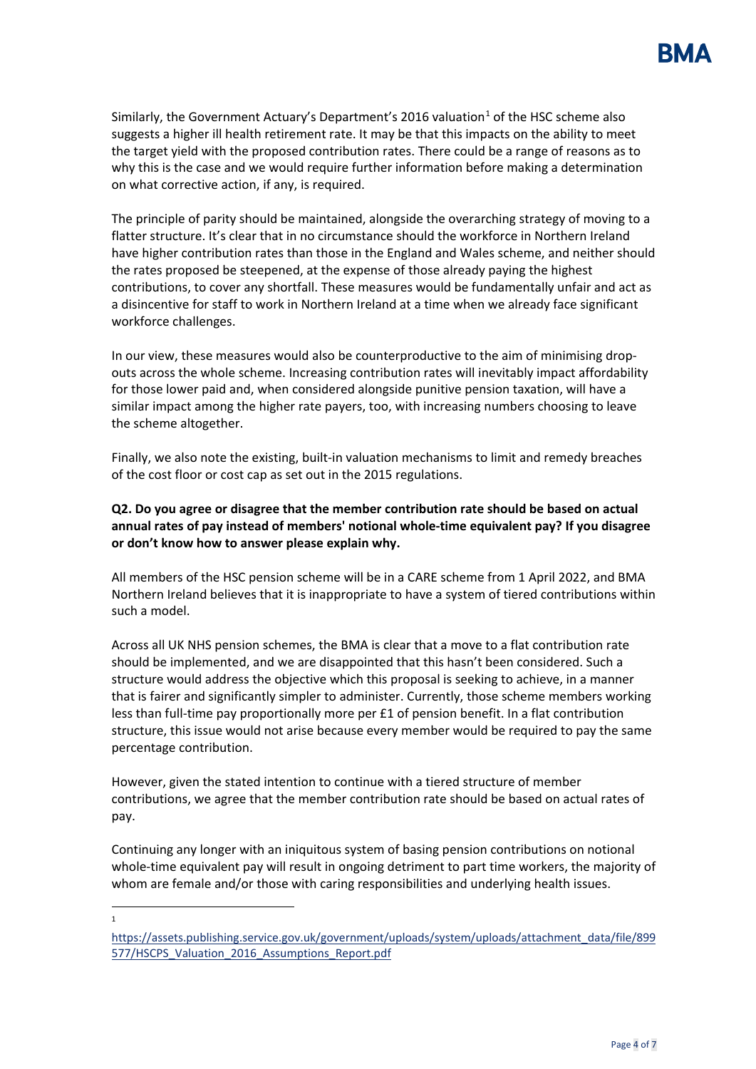Similarly, the Government Actuary's Department's 2016 valuation[1] of the HSC scheme also suggests a higher ill health retirement rate. It may be that this impacts on the ability to meet the target yield with the proposed contribution rates. There could be a range of reasons as to why this is the case and we would require further information before making a determination on what corrective action, if any, is required.

The principle of parity should be maintained, alongside the overarching strategy of moving to a flatter structure. It's clear that in no circumstance should the workforce in Northern Ireland have higher contribution rates than those in the England and Wales scheme, and neither should the rates proposed be steepened, at the expense of those already paying the highest contributions, to cover any shortfall. These measures would be fundamentally unfair and act as a disincentive for staff to work in Northern Ireland at a time when we already face significant workforce challenges.

In our view, these measures would also be counterproductive to the aim of minimising drop-outs across the whole scheme. Increasing contribution rates will inevitably impact affordability for those lower paid and, when considered alongside punitive pension taxation, will have a similar impact among the higher rate payers, too, with increasing numbers choosing to leave the scheme altogether.

Finally, we also note the existing, built-in valuation mechanisms to limit and remedy breaches of the cost floor or cost cap as set out in the 2015 regulations.

**Q2. Do you agree or disagree that the member contribution rate should be based on actual annual rates of pay instead of members' notional whole-time equivalent pay? If you disagree or don't know how to answer please explain why.**

All members of the HSC pension scheme will be in a CARE scheme from 1 April 2022, and BMA Northern Ireland believes that it is inappropriate to have a system of tiered contributions within such a model.

Across all UK NHS pension schemes, the BMA is clear that a move to a flat contribution rate should be implemented, and we are disappointed that this hasn't been considered. Such a structure would address the objective which this proposal is seeking to achieve, in a manner that is fairer and significantly simpler to administer. Currently, those scheme members working less than full-time pay proportionally more per £1 of pension benefit. In a flat contribution structure, this issue would not arise because every member would be required to pay the same percentage contribution.

However, given the stated intention to continue with a tiered structure of member contributions, we agree that the member contribution rate should be based on actual rates of pay.

Continuing any longer with an iniquitous system of basing pension contributions on notional whole-time equivalent pay will result in ongoing detriment to part time workers, the majority of whom are female and/or those with caring responsibilities and underlying health issues.

---

[1] https://assets.publishing.service.gov.uk/government/uploads/system/uploads/attachment_data/file/899577/HSCPS_Valuation_2016_Assumptions_Report.pdf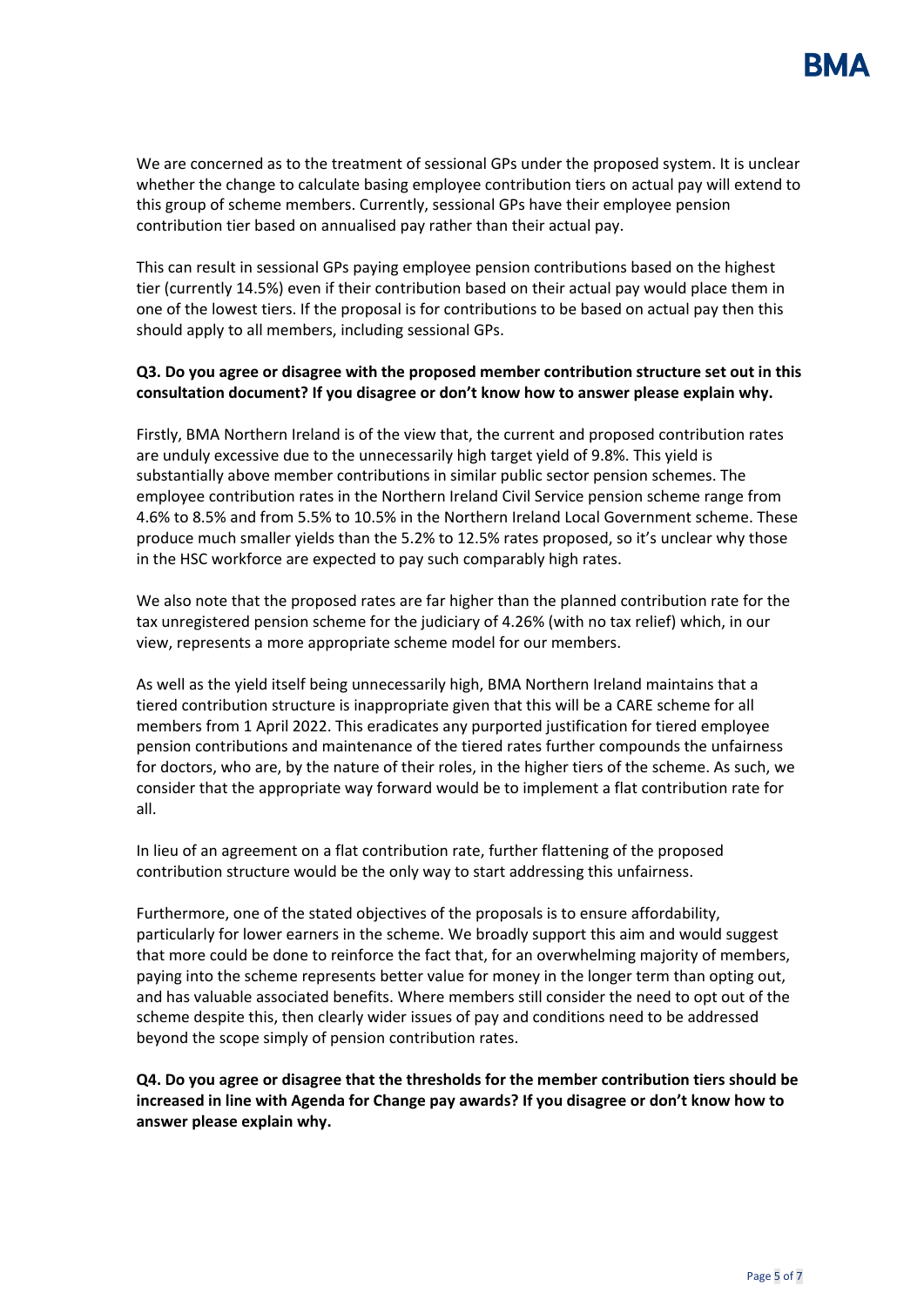We are concerned as to the treatment of sessional GPs under the proposed system. It is unclear whether the change to calculate basing employee contribution tiers on actual pay will extend to this group of scheme members. Currently, sessional GPs have their employee pension contribution tier based on annualised pay rather than their actual pay.

This can result in sessional GPs paying employee pension contributions based on the highest tier (currently 14.5%) even if their contribution based on their actual pay would place them in one of the lowest tiers. If the proposal is for contributions to be based on actual pay then this should apply to all members, including sessional GPs.

**Q3. Do you agree or disagree with the proposed member contribution structure set out in this consultation document? If you disagree or don't know how to answer please explain why.**

Firstly, BMA Northern Ireland is of the view that, the current and proposed contribution rates are unduly excessive due to the unnecessarily high target yield of 9.8%. This yield is substantially above member contributions in similar public sector pension schemes. The employee contribution rates in the Northern Ireland Civil Service pension scheme range from 4.6% to 8.5% and from 5.5% to 10.5% in the Northern Ireland Local Government scheme. These produce much smaller yields than the 5.2% to 12.5% rates proposed, so it's unclear why those in the HSC workforce are expected to pay such comparably high rates.

We also note that the proposed rates are far higher than the planned contribution rate for the tax unregistered pension scheme for the judiciary of 4.26% (with no tax relief) which, in our view, represents a more appropriate scheme model for our members.

As well as the yield itself being unnecessarily high, BMA Northern Ireland maintains that a tiered contribution structure is inappropriate given that this will be a CARE scheme for all members from 1 April 2022. This eradicates any purported justification for tiered employee pension contributions and maintenance of the tiered rates further compounds the unfairness for doctors, who are, by the nature of their roles, in the higher tiers of the scheme. As such, we consider that the appropriate way forward would be to implement a flat contribution rate for all.

In lieu of an agreement on a flat contribution rate, further flattening of the proposed contribution structure would be the only way to start addressing this unfairness.

Furthermore, one of the stated objectives of the proposals is to ensure affordability, particularly for lower earners in the scheme. We broadly support this aim and would suggest that more could be done to reinforce the fact that, for an overwhelming majority of members, paying into the scheme represents better value for money in the longer term than opting out, and has valuable associated benefits. Where members still consider the need to opt out of the scheme despite this, then clearly wider issues of pay and conditions need to be addressed beyond the scope simply of pension contribution rates.

**Q4. Do you agree or disagree that the thresholds for the member contribution tiers should be increased in line with Agenda for Change pay awards? If you disagree or don't know how to answer please explain why.**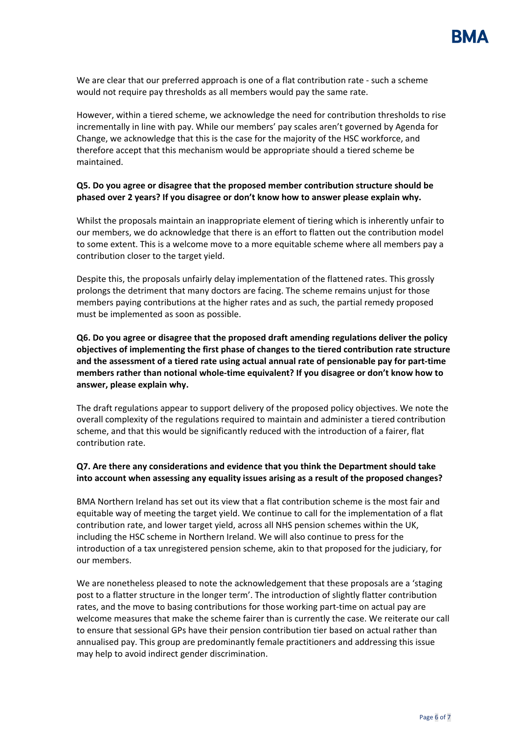We are clear that our preferred approach is one of a flat contribution rate - such a scheme would not require pay thresholds as all members would pay the same rate.

However, within a tiered scheme, we acknowledge the need for contribution thresholds to rise incrementally in line with pay. While our members' pay scales aren't governed by Agenda for Change, we acknowledge that this is the case for the majority of the HSC workforce, and therefore accept that this mechanism would be appropriate should a tiered scheme be maintained.

**Q5. Do you agree or disagree that the proposed member contribution structure should be phased over 2 years? If you disagree or don't know how to answer please explain why.**

Whilst the proposals maintain an inappropriate element of tiering which is inherently unfair to our members, we do acknowledge that there is an effort to flatten out the contribution model to some extent. This is a welcome move to a more equitable scheme where all members pay a contribution closer to the target yield.

Despite this, the proposals unfairly delay implementation of the flattened rates. This grossly prolongs the detriment that many doctors are facing. The scheme remains unjust for those members paying contributions at the higher rates and as such, the partial remedy proposed must be implemented as soon as possible.

**Q6. Do you agree or disagree that the proposed draft amending regulations deliver the policy objectives of implementing the first phase of changes to the tiered contribution rate structure and the assessment of a tiered rate using actual annual rate of pensionable pay for part-time members rather than notional whole-time equivalent? If you disagree or don't know how to answer, please explain why.**

The draft regulations appear to support delivery of the proposed policy objectives. We note the overall complexity of the regulations required to maintain and administer a tiered contribution scheme, and that this would be significantly reduced with the introduction of a fairer, flat contribution rate.

**Q7. Are there any considerations and evidence that you think the Department should take into account when assessing any equality issues arising as a result of the proposed changes?**

BMA Northern Ireland has set out its view that a flat contribution scheme is the most fair and equitable way of meeting the target yield. We continue to call for the implementation of a flat contribution rate, and lower target yield, across all NHS pension schemes within the UK, including the HSC scheme in Northern Ireland. We will also continue to press for the introduction of a tax unregistered pension scheme, akin to that proposed for the judiciary, for our members.

We are nonetheless pleased to note the acknowledgement that these proposals are a 'staging post to a flatter structure in the longer term'. The introduction of slightly flatter contribution rates, and the move to basing contributions for those working part-time on actual pay are welcome measures that make the scheme fairer than is currently the case. We reiterate our call to ensure that sessional GPs have their pension contribution tier based on actual rather than annualised pay. This group are predominantly female practitioners and addressing this issue may help to avoid indirect gender discrimination.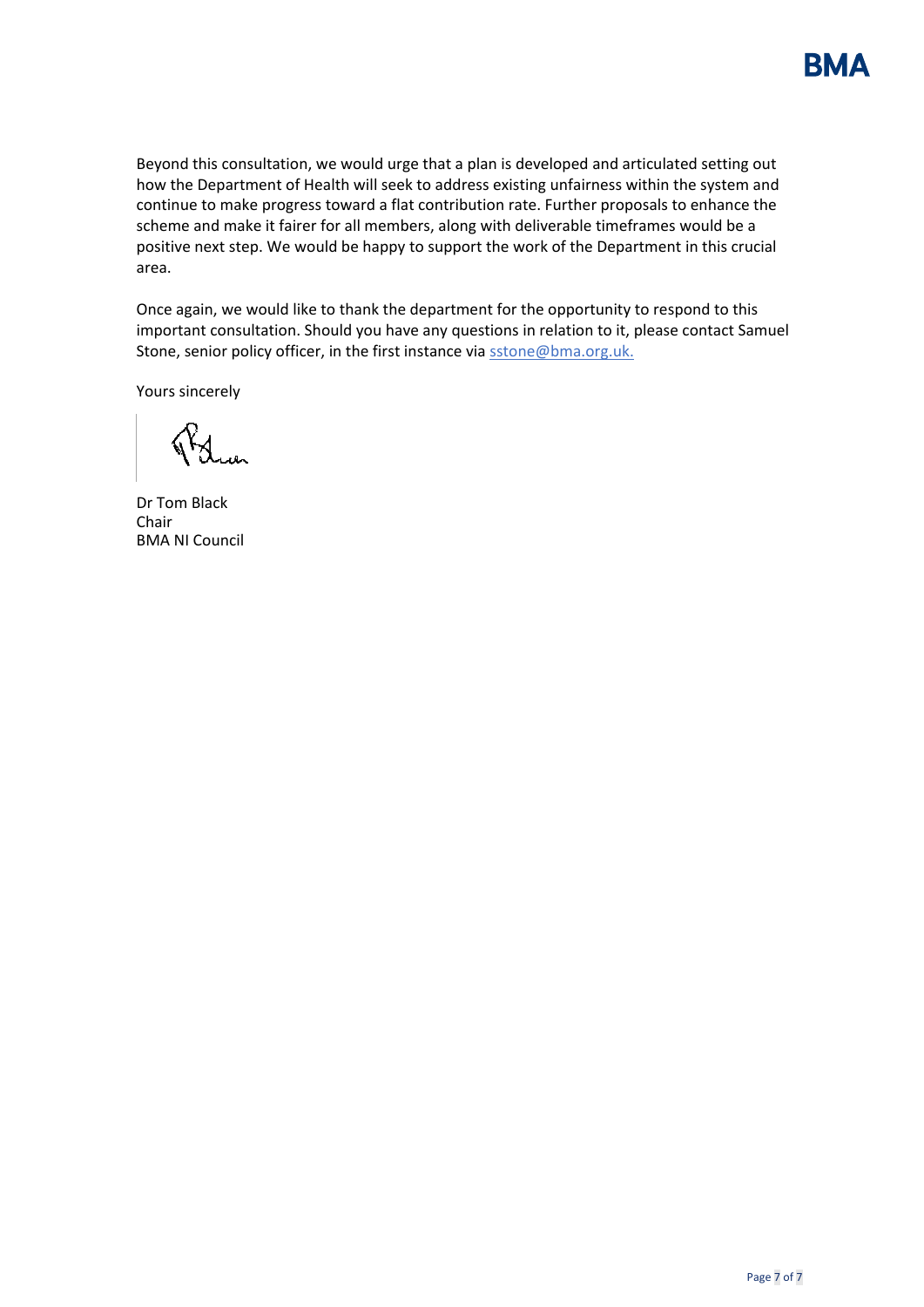Beyond this consultation, we would urge that a plan is developed and articulated setting out how the Department of Health will seek to address existing unfairness within the system and continue to make progress toward a flat contribution rate. Further proposals to enhance the scheme and make it fairer for all members, along with deliverable timeframes would be a positive next step. We would be happy to support the work of the Department in this crucial area.

Once again, we would like to thank the department for the opportunity to respond to this important consultation. Should you have any questions in relation to it, please contact Samuel Stone, senior policy officer, in the first instance via sstone@bma.org.uk.

Yours sincerely

Dr Tom Black
Chair
BMA NI Council